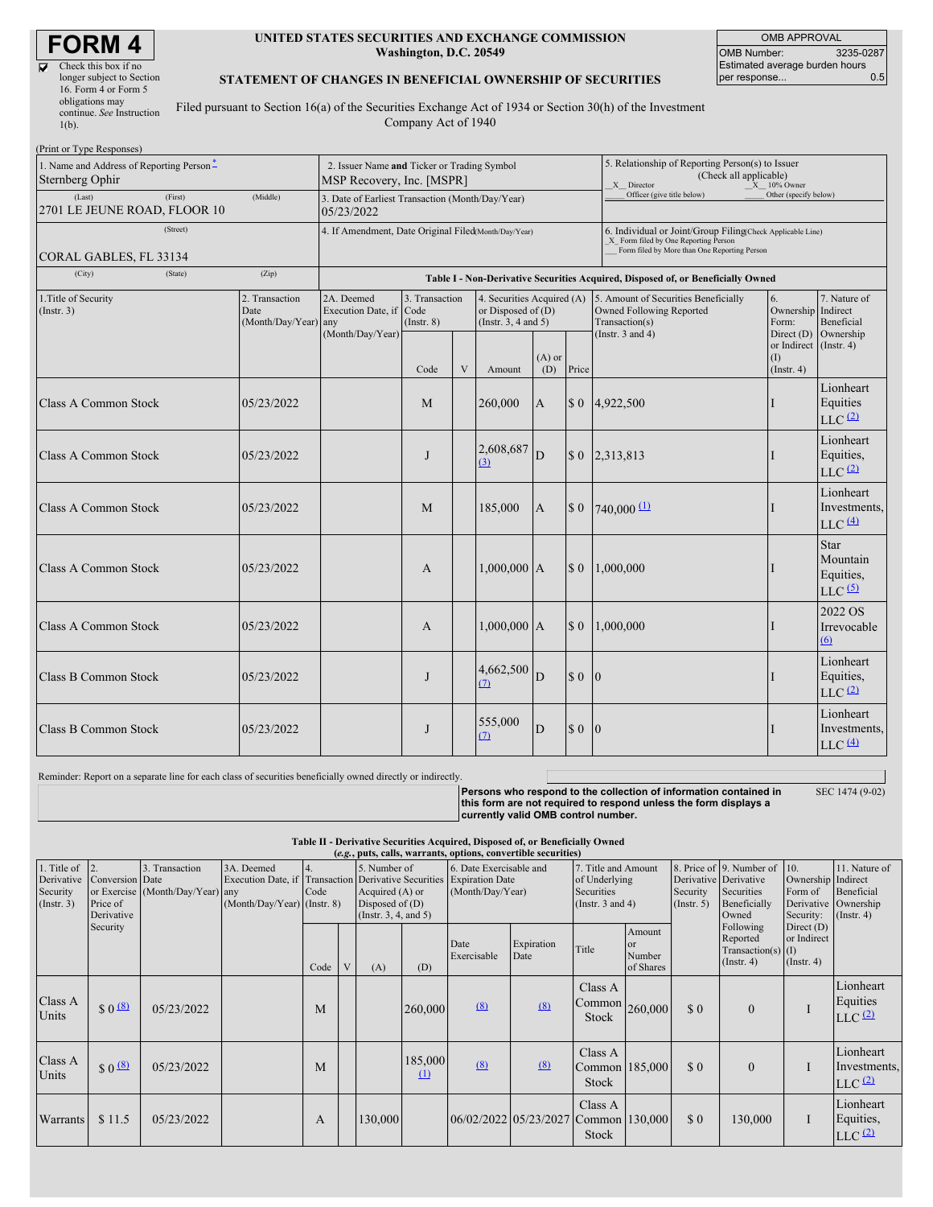# FORM 4

☑ Check this box if no longer subject to Section 16. Form 4 or Form 5 obligations may continue. *See* Instruction 1(b).

**UNITED STATES SECURITIES AND EXCHANGE COMMISSION**
**Washington, D.C. 20549**

**STATEMENT OF CHANGES IN BENEFICIAL OWNERSHIP OF SECURITIES**

Filed pursuant to Section 16(a) of the Securities Exchange Act of 1934 or Section 30(h) of the Investment Company Act of 1940

| OMB APPROVAL | |
|---|---|
| OMB Number: | 3235-0287 |
| Estimated average burden hours per response... | 0.5 |

(Print or Type Responses)

| 1. Name and Address of Reporting Person * | 2. Issuer Name and Ticker or Trading Symbol | 5. Relationship of Reporting Person(s) to Issuer (Check all applicable) |
|---|---|---|
| Sternberg Ophir | MSP Recovery, Inc. [MSPR] | _X_ Director _X_ 10% Owner ___ Officer (give title below) ___ Other (specify below) |
| (Last) (First) (Middle) 2701 LE JEUNE ROAD, FLOOR 10 | 3. Date of Earliest Transaction (Month/Day/Year) 05/23/2022 | |
| (Street) CORAL GABLES, FL 33134 | 4. If Amendment, Date Original Filed (Month/Day/Year) | 6. Individual or Joint/Group Filing (Check Applicable Line) _X_ Form filed by One Reporting Person ___ Form filed by More than One Reporting Person |
| (City) (State) (Zip) | | |

**Table I - Non-Derivative Securities Acquired, Disposed of, or Beneficially Owned**

| 1.Title of Security (Instr. 3) | 2. Transaction Date (Month/Day/Year) | 2A. Deemed Execution Date, if any (Month/Day/Year) | 3. Transaction Code (Instr. 8) | | 4. Securities Acquired (A) or Disposed of (D) (Instr. 3, 4 and 5) | | | 5. Amount of Securities Beneficially Owned Following Reported Transaction(s) (Instr. 3 and 4) | 6. Ownership Form: Direct (D) or Indirect (I) (Instr. 4) | 7. Nature of Indirect Beneficial Ownership (Instr. 4) |
|---|---|---|---|---|---|---|---|---|---|---|
| | | | Code | V | Amount | (A) or (D) | Price | | | |
| Class A Common Stock | 05/23/2022 | | M | | 260,000 | A | $ 0 | 4,922,500 | I | Lionheart Equities LLC (2) |
| Class A Common Stock | 05/23/2022 | | J | | 2,608,687 (3) | D | $ 0 | 2,313,813 | I | Lionheart Equities, LLC (2) |
| Class A Common Stock | 05/23/2022 | | M | | 185,000 | A | $ 0 | 740,000 (1) | I | Lionheart Investments, LLC (4) |
| Class A Common Stock | 05/23/2022 | | A | | 1,000,000 | A | $ 0 | 1,000,000 | I | Star Mountain Equities, LLC (5) |
| Class A Common Stock | 05/23/2022 | | A | | 1,000,000 | A | $ 0 | 1,000,000 | I | 2022 OS Irrevocable (6) |
| Class B Common Stock | 05/23/2022 | | J | | 4,662,500 (7) | D | $ 0 | 0 | I | Lionheart Equities, LLC (2) |
| Class B Common Stock | 05/23/2022 | | J | | 555,000 (7) | D | $ 0 | 0 | I | Lionheart Investments, LLC (4) |

Reminder: Report on a separate line for each class of securities beneficially owned directly or indirectly.

**Persons who respond to the collection of information contained in this form are not required to respond unless the form displays a currently valid OMB control number.**

SEC 1474 (9-02)

**Table II - Derivative Securities Acquired, Disposed of, or Beneficially Owned**
**(*e.g.*, puts, calls, warrants, options, convertible securities)**

| 1. Title of Derivative Security (Instr. 3) | 2. Conversion or Exercise Price of Derivative Security | 3. Transaction Date (Month/Day/Year) | 3A. Deemed Execution Date, if any (Month/Day/Year) | 4. Transaction Code (Instr. 8) | | 5. Number of Derivative Securities Acquired (A) or Disposed of (D) (Instr. 3, 4, and 5) | | 6. Date Exercisable and Expiration Date (Month/Day/Year) | | 7. Title and Amount of Underlying Securities (Instr. 3 and 4) | | 8. Price of Derivative Security (Instr. 5) | 9. Number of Derivative Securities Beneficially Owned Following Reported Transaction(s) (Instr. 4) | 10. Ownership Form of Derivative Security: Direct (D) or Indirect (I) (Instr. 4) | 11. Nature of Indirect Beneficial Ownership (Instr. 4) |
|---|---|---|---|---|---|---|---|---|---|---|---|---|---|---|---|
| | | | | Code | V | (A) | (D) | Date Exercisable | Expiration Date | Title | Amount or Number of Shares | | | | |
| Class A Units | $ 0 (8) | 05/23/2022 | | M | | | 260,000 | (8) | (8) | Class A Common Stock | 260,000 | $ 0 | 0 | I | Lionheart Equities LLC (2) |
| Class A Units | $ 0 (8) | 05/23/2022 | | M | | | 185,000 (1) | (8) | (8) | Class A Common Stock | 185,000 | $ 0 | 0 | I | Lionheart Investments, LLC (2) |
| Warrants | $ 11.5 | 05/23/2022 | | A | | 130,000 | | 06/02/2022 | 05/23/2027 | Class A Common Stock | 130,000 | $ 0 | 130,000 | I | Lionheart Equities, LLC (2) |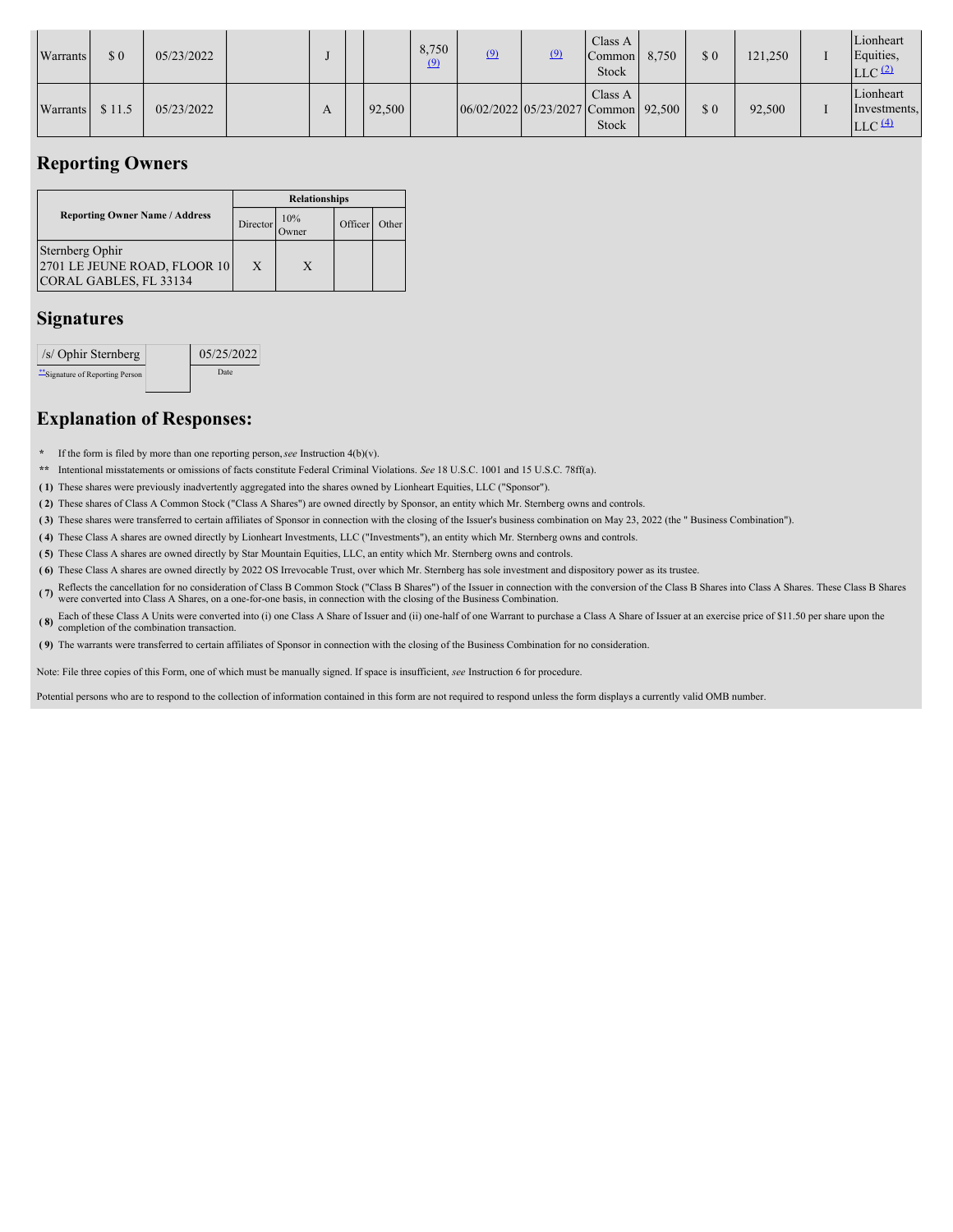| | | | | | | | | | | | | | | | |
|---|---|---|---|---|---|---|---|---|---|---|---|---|---|---|---|
| Warrants | $ 0 | 05/23/2022 | | J | | | 8,750 (9) | (9) | (9) | Class A Common Stock | 8,750 | $ 0 | 121,250 | I | Lionheart Equities, LLC (2) |
| Warrants | $ 11.5 | 05/23/2022 | | A | | 92,500 | | 06/02/2022 | 05/23/2027 | Class A Common Stock | 92,500 | $ 0 | 92,500 | I | Lionheart Investments, LLC (4) |

## Reporting Owners

| Reporting Owner Name / Address | Relationships | | | |
|---|---|---|---|---|
| | Director | 10% Owner | Officer | Other |
| Sternberg Ophir<br>2701 LE JEUNE ROAD, FLOOR 10<br>CORAL GABLES, FL 33134 | X | X | | |

## Signatures

| /s/ Ophir Sternberg | | 05/25/2022 |
|---|---|---|
| **Signature of Reporting Person | | Date |

## Explanation of Responses:

* If the form is filed by more than one reporting person, *see* Instruction 4(b)(v).

** Intentional misstatements or omissions of facts constitute Federal Criminal Violations. *See* 18 U.S.C. 1001 and 15 U.S.C. 78ff(a).

( 1) These shares were previously inadvertently aggregated into the shares owned by Lionheart Equities, LLC ("Sponsor").

( 2) These shares of Class A Common Stock ("Class A Shares") are owned directly by Sponsor, an entity which Mr. Sternberg owns and controls.

( 3) These shares were transferred to certain affiliates of Sponsor in connection with the closing of the Issuer's business combination on May 23, 2022 (the " Business Combination").

( 4) These Class A shares are owned directly by Lionheart Investments, LLC ("Investments"), an entity which Mr. Sternberg owns and controls.

( 5) These Class A shares are owned directly by Star Mountain Equities, LLC, an entity which Mr. Sternberg owns and controls.

( 6) These Class A shares are owned directly by 2022 OS Irrevocable Trust, over which Mr. Sternberg has sole investment and dispository power as its trustee.

( 7) Reflects the cancellation for no consideration of Class B Common Stock ("Class B Shares") of the Issuer in connection with the conversion of the Class B Shares into Class A Shares. These Class B Shares were converted into Class A Shares, on a one-for-one basis, in connection with the closing of the Business Combination.

( 8) Each of these Class A Units were converted into (i) one Class A Share of Issuer and (ii) one-half of one Warrant to purchase a Class A Share of Issuer at an exercise price of $11.50 per share upon the completion of the combination transaction.

( 9) The warrants were transferred to certain affiliates of Sponsor in connection with the closing of the Business Combination for no consideration.

Note: File three copies of this Form, one of which must be manually signed. If space is insufficient, *see* Instruction 6 for procedure.

Potential persons who are to respond to the collection of information contained in this form are not required to respond unless the form displays a currently valid OMB number.